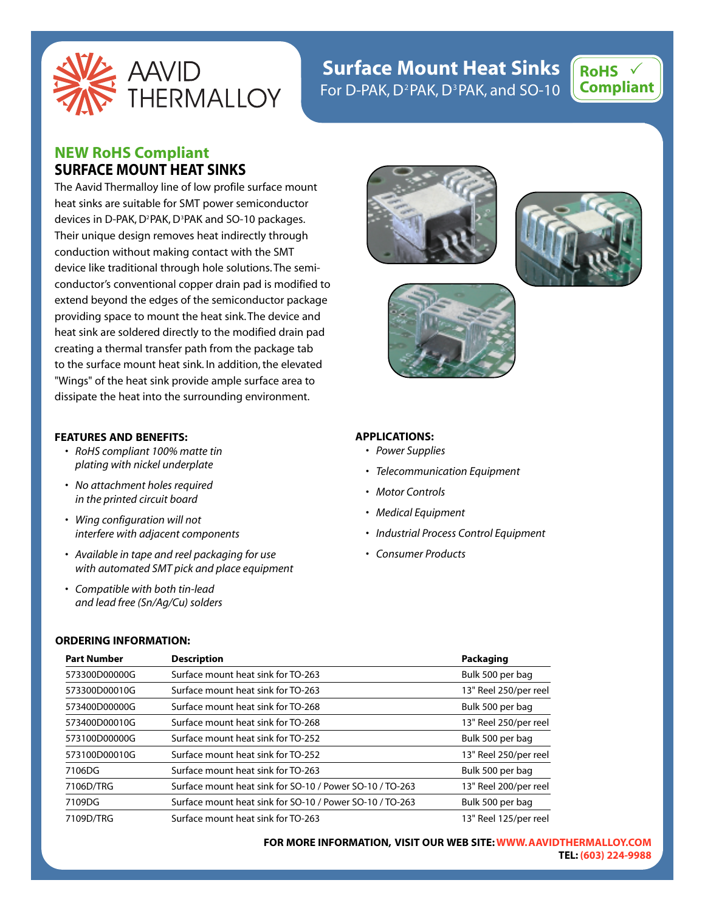# Surface Mount Heat Sinks

For D-PAK, $D^2$PAK, $D^3$PAK, and SO-10

RoHS ✓ Compliant

## NEW RoHS Compliant
## SURFACE MOUNT HEAT SINKS

The Aavid Thermalloy line of low profile surface mount heat sinks are suitable for SMT power semiconductor devices in D-PAK, $D^2$PAK, $D^3$PAK and SO-10 packages. Their unique design removes heat indirectly through conduction without making contact with the SMT device like traditional through hole solutions. The semi-conductor's conventional copper drain pad is modified to extend beyond the edges of the semiconductor package providing space to mount the heat sink. The device and heat sink are soldered directly to the modified drain pad creating a thermal transfer path from the package tab to the surface mount heat sink. In addition, the elevated "Wings" of the heat sink provide ample surface area to dissipate the heat into the surrounding environment.

### FEATURES AND BENEFITS:

- *RoHS compliant 100% matte tin plating with nickel underplate*
- *No attachment holes required in the printed circuit board*
- *Wing configuration will not interfere with adjacent components*
- *Available in tape and reel packaging for use with automated SMT pick and place equipment*
- *Compatible with both tin-lead and lead free (Sn/Ag/Cu) solders*

### APPLICATIONS:

- *Power Supplies*
- *Telecommunication Equipment*
- *Motor Controls*
- *Medical Equipment*
- *Industrial Process Control Equipment*
- *Consumer Products*

### ORDERING INFORMATION:

| Part Number | Description | Packaging |
|---|---|---|
| 573300D00000G | Surface mount heat sink for TO-263 | Bulk 500 per bag |
| 573300D00010G | Surface mount heat sink for TO-263 | 13" Reel 250/per reel |
| 573400D00000G | Surface mount heat sink for TO-268 | Bulk 500 per bag |
| 573400D00010G | Surface mount heat sink for TO-268 | 13" Reel 250/per reel |
| 573100D00000G | Surface mount heat sink for TO-252 | Bulk 500 per bag |
| 573100D00010G | Surface mount heat sink for TO-252 | 13" Reel 250/per reel |
| 7106DG | Surface mount heat sink for TO-263 | Bulk 500 per bag |
| 7106D/TRG | Surface mount heat sink for SO-10 / Power SO-10 / TO-263 | 13" Reel 200/per reel |
| 7109DG | Surface mount heat sink for SO-10 / Power SO-10 / TO-263 | Bulk 500 per bag |
| 7109D/TRG | Surface mount heat sink for TO-263 | 13" Reel 125/per reel |

**FOR MORE INFORMATION, VISIT OUR WEB SITE: WWW.AAVIDTHERMALLOY.COM**
**TEL: (603) 224-9988**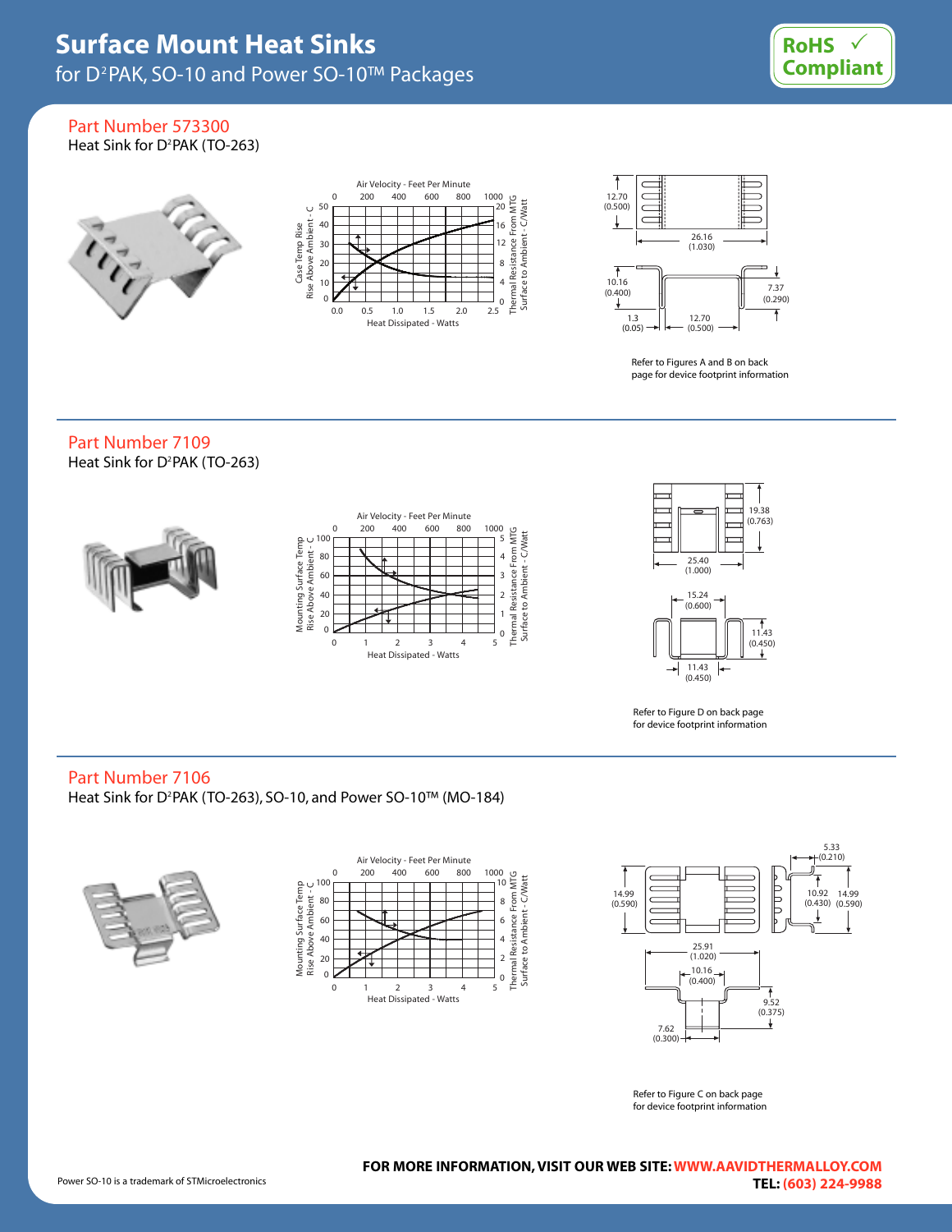# Surface Mount Heat Sinks

for D²PAK, SO-10 and Power SO-10™ Packages

RoHS ✓ Compliant

## Part Number 573300

Heat Sink for D²PAK (TO-263)

Air Velocity - Feet Per Minute: 0, 200, 400, 600, 800, 1000

Case Temp Rise Above Ambient - C: 0, 10, 20, 30, 40, 50

Thermal Resistance From MTG Surface to Ambient - C/Watt: 0, 4, 8, 12, 16, 20

Heat Dissipated - Watts: 0.0, 0.5, 1.0, 1.5, 2.0, 2.5

12.70 (0.500)

26.16 (1.030)

10.16 (0.400)

7.37 (0.290)

1.3 (0.05)

12.70 (0.500)

Refer to Figures A and B on back page for device footprint information

## Part Number 7109

Heat Sink for D²PAK (TO-263)

Air Velocity - Feet Per Minute: 0, 200, 400, 600, 800, 1000

Mounting Surface Temp Rise Above Ambient - C: 0, 20, 40, 60, 80, 100

Thermal Resistance From MTG Surface to Ambient - C/Watt: 0, 1, 2, 3, 4, 5

Heat Dissipated - Watts: 0, 1, 2, 3, 4, 5

19.38 (0.763)

25.40 (1.000)

15.24 (0.600)

11.43 (0.450)

11.43 (0.450)

Refer to Figure D on back page for device footprint information

## Part Number 7106

Heat Sink for D²PAK (TO-263), SO-10, and Power SO-10™ (MO-184)

Air Velocity - Feet Per Minute: 0, 200, 400, 600, 800, 1000

Mounting Surface Temp Rise Above Ambient - C: 0, 20, 40, 60, 80, 100

Thermal Resistance From MTG Surface to Ambient - C/Watt: 0, 2, 4, 6, 8, 10

Heat Dissipated - Watts: 0, 1, 2, 3, 4, 5

14.99 (0.590)

5.33 (0.210)

10.92 (0.430)

14.99 (0.590)

25.91 (1.020)

10.16 (0.400)

9.52 (0.375)

7.62 (0.300)

Refer to Figure C on back page for device footprint information

Power SO-10 is a trademark of STMicroelectronics

**FOR MORE INFORMATION, VISIT OUR WEB SITE: WWW.AAVIDTHERMALLOY.COM**

**TEL: (603) 224-9988**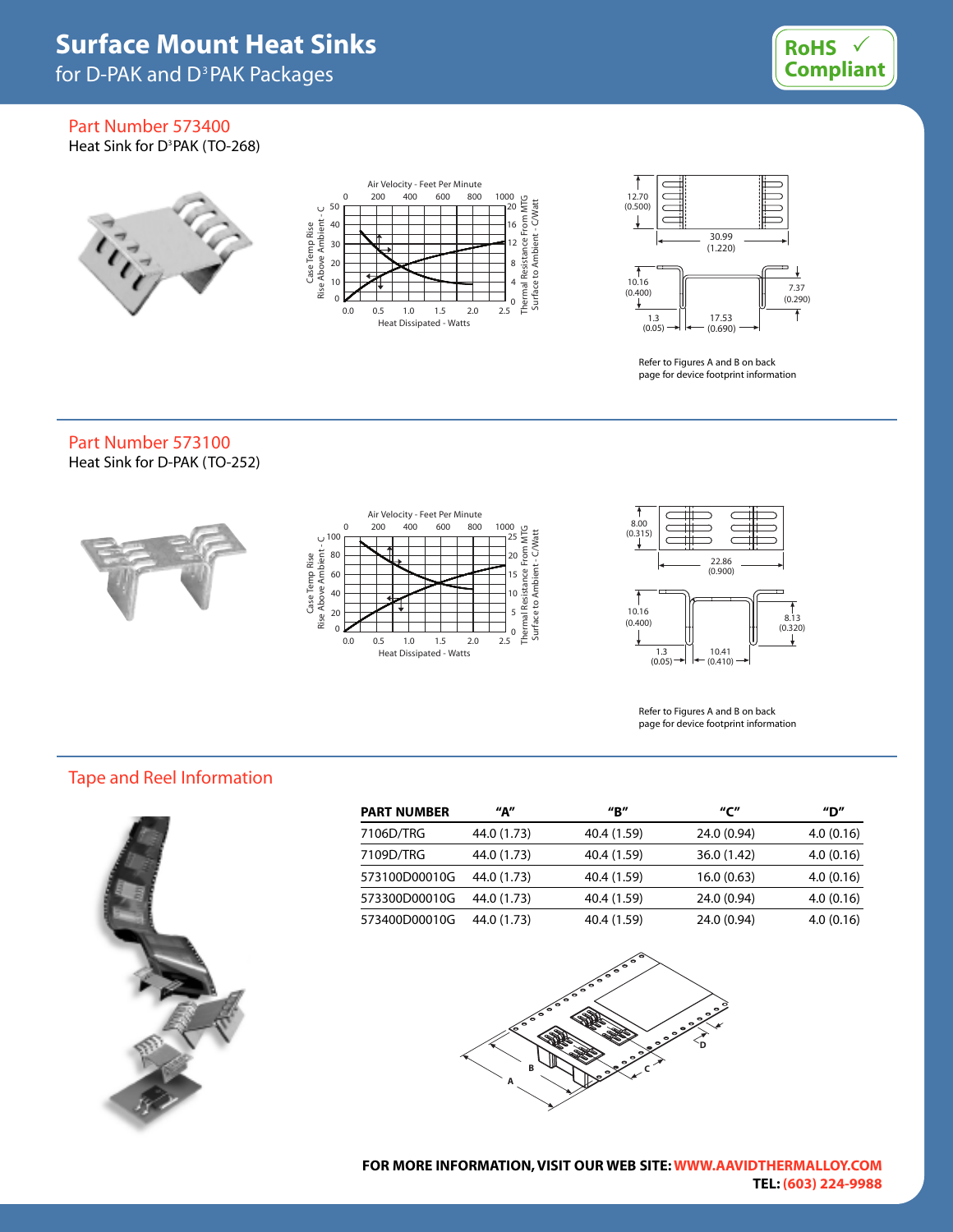# Surface Mount Heat Sinks

for D-PAK and $D^3$PAK Packages

RoHS ✓ Compliant

## Part Number 573400

Heat Sink for $D^3$PAK (TO-268)

Refer to Figures A and B on back page for device footprint information

## Part Number 573100

Heat Sink for D-PAK (TO-252)

Refer to Figures A and B on back page for device footprint information

## Tape and Reel Information

| PART NUMBER | "A" | "B" | "C" | "D" |
|---|---|---|---|---|
| 7106D/TRG | 44.0 (1.73) | 40.4 (1.59) | 24.0 (0.94) | 4.0 (0.16) |
| 7109D/TRG | 44.0 (1.73) | 40.4 (1.59) | 36.0 (1.42) | 4.0 (0.16) |
| 573100D00010G | 44.0 (1.73) | 40.4 (1.59) | 16.0 (0.63) | 4.0 (0.16) |
| 573300D00010G | 44.0 (1.73) | 40.4 (1.59) | 24.0 (0.94) | 4.0 (0.16) |
| 573400D00010G | 44.0 (1.73) | 40.4 (1.59) | 24.0 (0.94) | 4.0 (0.16) |

**FOR MORE INFORMATION, VISIT OUR WEB SITE: WWW.AAVIDTHERMALLOY.COM**

**TEL: (603) 224-9988**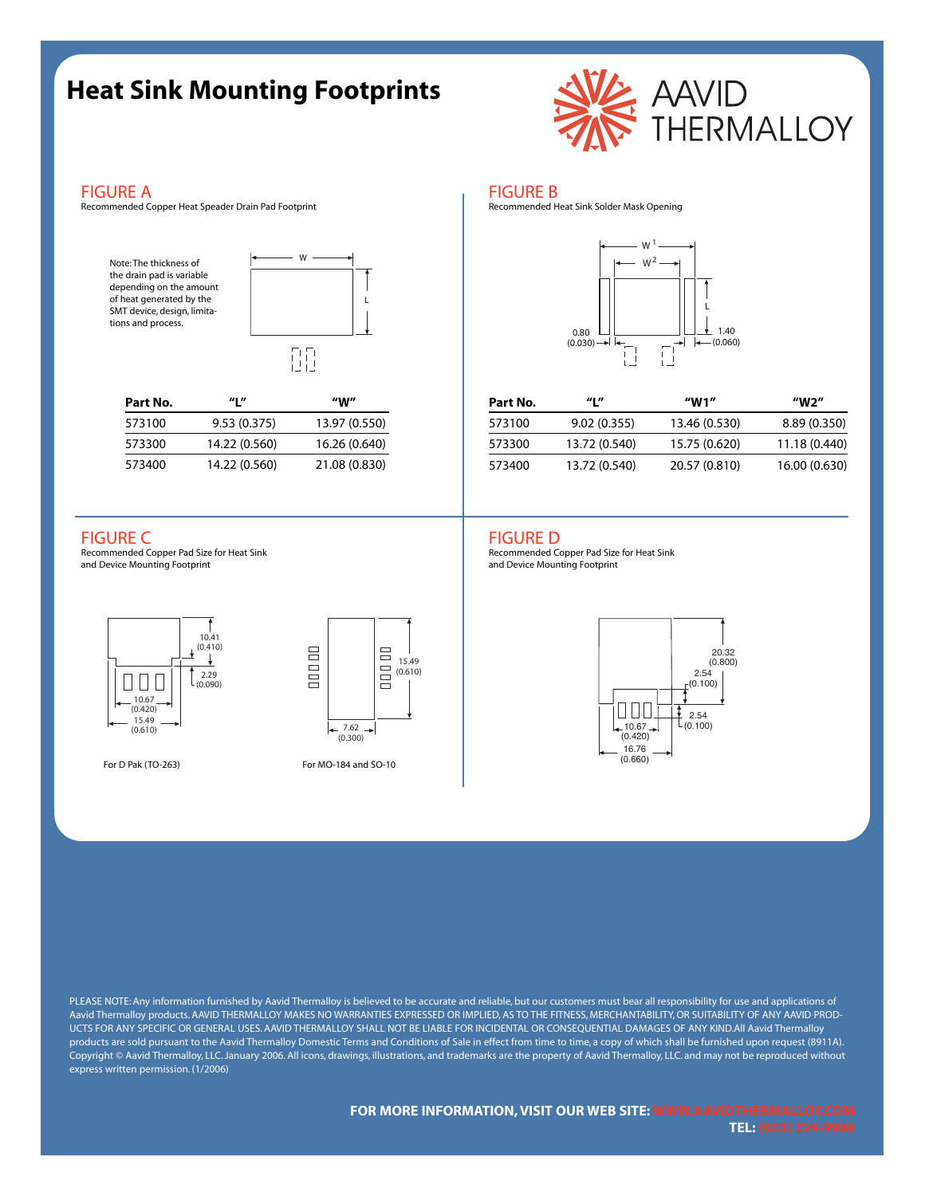# Heat Sink Mounting Footprints

AAVID THERMALLOY

## FIGURE A

Recommended Copper Heat Speader Drain Pad Footprint

Note: The thickness of the drain pad is variable depending on the amount of heat generated by the SMT device, design, limitations and process.

W

L

| Part No. | "L" | "W" |
|---|---|---|
| 573100 | 9.53 (0.375) | 13.97 (0.550) |
| 573300 | 14.22 (0.560) | 16.26 (0.640) |
| 573400 | 14.22 (0.560) | 21.08 (0.830) |

## FIGURE B

Recommended Heat Sink Solder Mask Opening

W1

W2

L

0.80 (0.030)

1.40 (0.060)

| Part No. | "L" | "W1" | "W2" |
|---|---|---|---|
| 573100 | 9.02 (0.355) | 13.46 (0.530) | 8.89 (0.350) |
| 573300 | 13.72 (0.540) | 15.75 (0.620) | 11.18 (0.440) |
| 573400 | 13.72 (0.540) | 20.57 (0.810) | 16.00 (0.630) |

## FIGURE C

Recommended Copper Pad Size for Heat Sink and Device Mounting Footprint

10.41 (0.410)

2.29 (0.090)

10.67 (0.420)

15.49 (0.610)

For D Pak (TO-263)

15.49 (0.610)

7.62 (0.300)

For MO-184 and SO-10

## FIGURE D

Recommended Copper Pad Size for Heat Sink and Device Mounting Footprint

20.32 (0.800)

2.54 (0.100)

2.54 (0.100)

10.67 (0.420)

16.76 (0.660)

PLEASE NOTE: Any information furnished by Aavid Thermalloy is believed to be accurate and reliable, but our customers must bear all responsibility for use and applications of Aavid Thermalloy products. AAVID THERMALLOY MAKES NO WARRANTIES EXPRESSED OR IMPLIED, AS TO THE FITNESS, MERCHANTABILITY, OR SUITABILITY OF ANY AAVID PRODUCTS FOR ANY SPECIFIC OR GENERAL USES. AAVID THERMALLOY SHALL NOT BE LIABLE FOR INCIDENTAL OR CONSEQUENTIAL DAMAGES OF ANY KIND.All Aavid Thermalloy products are sold pursuant to the Aavid Thermalloy Domestic Terms and Conditions of Sale in effect from time to time, a copy of which shall be furnished upon request (8911A). Copyright © Aavid Thermalloy, LLC. January 2006. All icons, drawings, illustrations, and trademarks are the property of Aavid Thermalloy, LLC. and may not be reproduced without express written permission. (1/2006)

**FOR MORE INFORMATION, VISIT OUR WEB SITE: WWW.AAVIDTHERMALLOY.COM**

**TEL: (603) 224-9988**